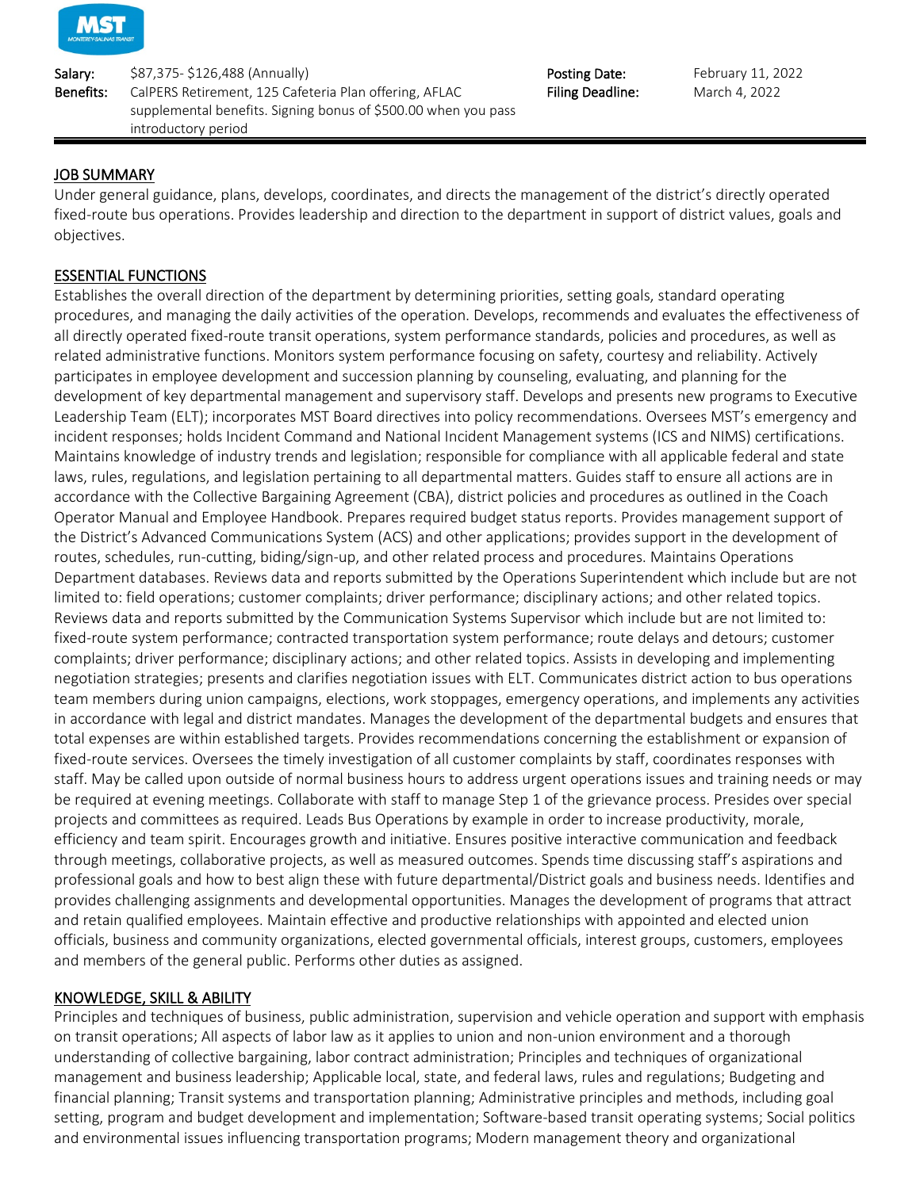**MST**

| | | | |
|---|---|---|---|
| **Salary:** | $87,375- $126,488 (Annually) | **Posting Date:** | February 11, 2022 |
| **Benefits:** | CalPERS Retirement, 125 Cafeteria Plan offering, AFLAC supplemental benefits. Signing bonus of $500.00 when you pass introductory period | **Filing Deadline:** | March 4, 2022 |

## JOB SUMMARY

Under general guidance, plans, develops, coordinates, and directs the management of the district's directly operated fixed-route bus operations. Provides leadership and direction to the department in support of district values, goals and objectives.

## ESSENTIAL FUNCTIONS

Establishes the overall direction of the department by determining priorities, setting goals, standard operating procedures, and managing the daily activities of the operation. Develops, recommends and evaluates the effectiveness of all directly operated fixed-route transit operations, system performance standards, policies and procedures, as well as related administrative functions. Monitors system performance focusing on safety, courtesy and reliability. Actively participates in employee development and succession planning by counseling, evaluating, and planning for the development of key departmental management and supervisory staff. Develops and presents new programs to Executive Leadership Team (ELT); incorporates MST Board directives into policy recommendations. Oversees MST's emergency and incident responses; holds Incident Command and National Incident Management systems (ICS and NIMS) certifications. Maintains knowledge of industry trends and legislation; responsible for compliance with all applicable federal and state laws, rules, regulations, and legislation pertaining to all departmental matters. Guides staff to ensure all actions are in accordance with the Collective Bargaining Agreement (CBA), district policies and procedures as outlined in the Coach Operator Manual and Employee Handbook. Prepares required budget status reports. Provides management support of the District's Advanced Communications System (ACS) and other applications; provides support in the development of routes, schedules, run-cutting, biding/sign-up, and other related process and procedures. Maintains Operations Department databases. Reviews data and reports submitted by the Operations Superintendent which include but are not limited to: field operations; customer complaints; driver performance; disciplinary actions; and other related topics. Reviews data and reports submitted by the Communication Systems Supervisor which include but are not limited to: fixed-route system performance; contracted transportation system performance; route delays and detours; customer complaints; driver performance; disciplinary actions; and other related topics. Assists in developing and implementing negotiation strategies; presents and clarifies negotiation issues with ELT. Communicates district action to bus operations team members during union campaigns, elections, work stoppages, emergency operations, and implements any activities in accordance with legal and district mandates. Manages the development of the departmental budgets and ensures that total expenses are within established targets. Provides recommendations concerning the establishment or expansion of fixed-route services. Oversees the timely investigation of all customer complaints by staff, coordinates responses with staff. May be called upon outside of normal business hours to address urgent operations issues and training needs or may be required at evening meetings. Collaborate with staff to manage Step 1 of the grievance process. Presides over special projects and committees as required. Leads Bus Operations by example in order to increase productivity, morale, efficiency and team spirit. Encourages growth and initiative. Ensures positive interactive communication and feedback through meetings, collaborative projects, as well as measured outcomes. Spends time discussing staff's aspirations and professional goals and how to best align these with future departmental/District goals and business needs. Identifies and provides challenging assignments and developmental opportunities. Manages the development of programs that attract and retain qualified employees. Maintain effective and productive relationships with appointed and elected union officials, business and community organizations, elected governmental officials, interest groups, customers, employees and members of the general public. Performs other duties as assigned.

## KNOWLEDGE, SKILL & ABILITY

Principles and techniques of business, public administration, supervision and vehicle operation and support with emphasis on transit operations; All aspects of labor law as it applies to union and non-union environment and a thorough understanding of collective bargaining, labor contract administration; Principles and techniques of organizational management and business leadership; Applicable local, state, and federal laws, rules and regulations; Budgeting and financial planning; Transit systems and transportation planning; Administrative principles and methods, including goal setting, program and budget development and implementation; Software-based transit operating systems; Social politics and environmental issues influencing transportation programs; Modern management theory and organizational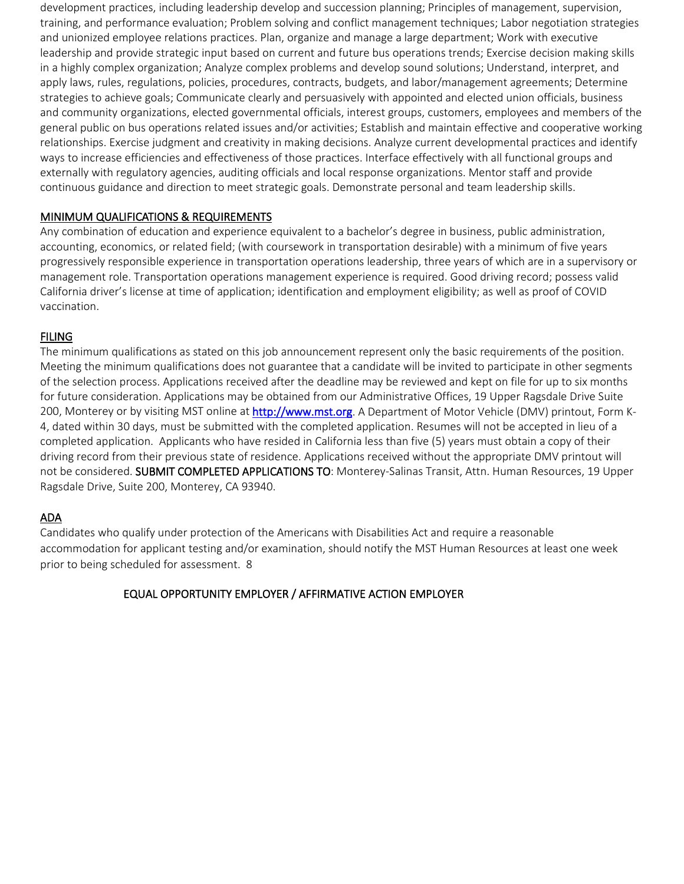development practices, including leadership develop and succession planning; Principles of management, supervision, training, and performance evaluation; Problem solving and conflict management techniques; Labor negotiation strategies and unionized employee relations practices. Plan, organize and manage a large department; Work with executive leadership and provide strategic input based on current and future bus operations trends; Exercise decision making skills in a highly complex organization; Analyze complex problems and develop sound solutions; Understand, interpret, and apply laws, rules, regulations, policies, procedures, contracts, budgets, and labor/management agreements; Determine strategies to achieve goals; Communicate clearly and persuasively with appointed and elected union officials, business and community organizations, elected governmental officials, interest groups, customers, employees and members of the general public on bus operations related issues and/or activities; Establish and maintain effective and cooperative working relationships. Exercise judgment and creativity in making decisions. Analyze current developmental practices and identify ways to increase efficiencies and effectiveness of those practices. Interface effectively with all functional groups and externally with regulatory agencies, auditing officials and local response organizations. Mentor staff and provide continuous guidance and direction to meet strategic goals. Demonstrate personal and team leadership skills.

## MINIMUM QUALIFICATIONS & REQUIREMENTS

Any combination of education and experience equivalent to a bachelor's degree in business, public administration, accounting, economics, or related field; (with coursework in transportation desirable) with a minimum of five years progressively responsible experience in transportation operations leadership, three years of which are in a supervisory or management role. Transportation operations management experience is required. Good driving record; possess valid California driver's license at time of application; identification and employment eligibility; as well as proof of COVID vaccination.

## FILING

The minimum qualifications as stated on this job announcement represent only the basic requirements of the position. Meeting the minimum qualifications does not guarantee that a candidate will be invited to participate in other segments of the selection process. Applications received after the deadline may be reviewed and kept on file for up to six months for future consideration. Applications may be obtained from our Administrative Offices, 19 Upper Ragsdale Drive Suite 200, Monterey or by visiting MST online at [http://www.mst.org](http://www.mst.org). A Department of Motor Vehicle (DMV) printout, Form K-4, dated within 30 days, must be submitted with the completed application. Resumes will not be accepted in lieu of a completed application. Applicants who have resided in California less than five (5) years must obtain a copy of their driving record from their previous state of residence. Applications received without the appropriate DMV printout will not be considered. **SUBMIT COMPLETED APPLICATIONS TO**: Monterey-Salinas Transit, Attn. Human Resources, 19 Upper Ragsdale Drive, Suite 200, Monterey, CA 93940.

## ADA

Candidates who qualify under protection of the Americans with Disabilities Act and require a reasonable accommodation for applicant testing and/or examination, should notify the MST Human Resources at least one week prior to being scheduled for assessment. 8

EQUAL OPPORTUNITY EMPLOYER / AFFIRMATIVE ACTION EMPLOYER